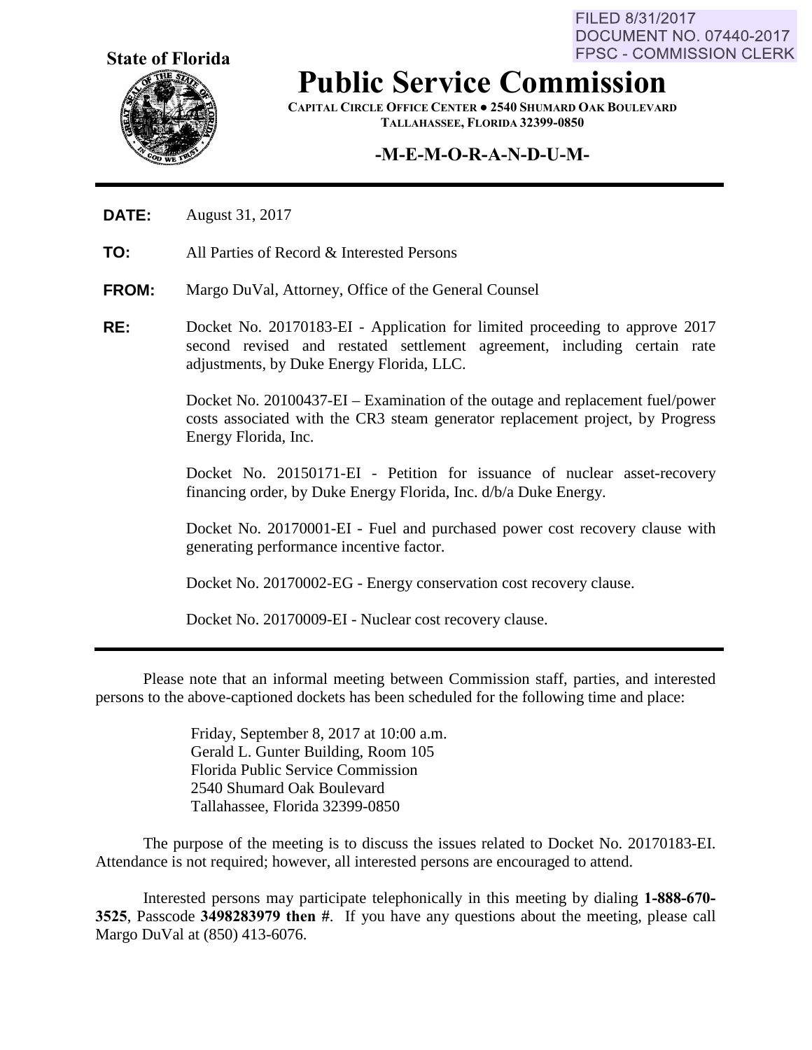FILED 8/31/2017
DOCUMENT NO. 07440-2017
FPSC - COMMISSION CLERK

**State of Florida**

# Public Service Commission

**CAPITAL CIRCLE OFFICE CENTER ● 2540 SHUMARD OAK BOULEVARD**
**TALLAHASSEE, FLORIDA 32399-0850**

## -M-E-M-O-R-A-N-D-U-M-

**DATE:** August 31, 2017

**TO:** All Parties of Record & Interested Persons

**FROM:** Margo DuVal, Attorney, Office of the General Counsel

**RE:** Docket No. 20170183-EI - Application for limited proceeding to approve 2017 second revised and restated settlement agreement, including certain rate adjustments, by Duke Energy Florida, LLC.

Docket No. 20100437-EI – Examination of the outage and replacement fuel/power costs associated with the CR3 steam generator replacement project, by Progress Energy Florida, Inc.

Docket No. 20150171-EI - Petition for issuance of nuclear asset-recovery financing order, by Duke Energy Florida, Inc. d/b/a Duke Energy.

Docket No. 20170001-EI - Fuel and purchased power cost recovery clause with generating performance incentive factor.

Docket No. 20170002-EG - Energy conservation cost recovery clause.

Docket No. 20170009-EI - Nuclear cost recovery clause.

---

Please note that an informal meeting between Commission staff, parties, and interested persons to the above-captioned dockets has been scheduled for the following time and place:

Friday, September 8, 2017 at 10:00 a.m.
Gerald L. Gunter Building, Room 105
Florida Public Service Commission
2540 Shumard Oak Boulevard
Tallahassee, Florida 32399-0850

The purpose of the meeting is to discuss the issues related to Docket No. 20170183-EI. Attendance is not required; however, all interested persons are encouraged to attend.

Interested persons may participate telephonically in this meeting by dialing **1-888-670-3525**, Passcode **3498283979 then #**. If you have any questions about the meeting, please call Margo DuVal at (850) 413-6076.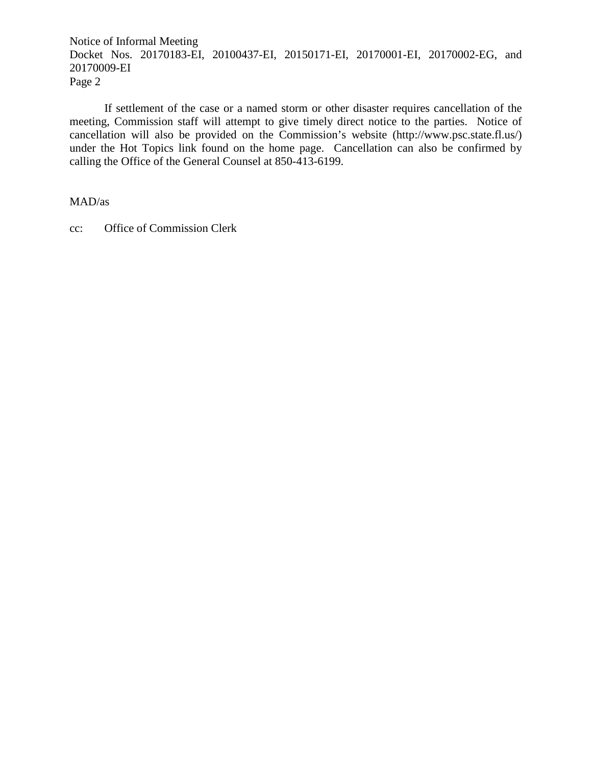If settlement of the case or a named storm or other disaster requires cancellation of the meeting, Commission staff will attempt to give timely direct notice to the parties. Notice of cancellation will also be provided on the Commission's website (http://www.psc.state.fl.us/) under the Hot Topics link found on the home page. Cancellation can also be confirmed by calling the Office of the General Counsel at 850-413-6199.

MAD/as

cc: Office of Commission Clerk